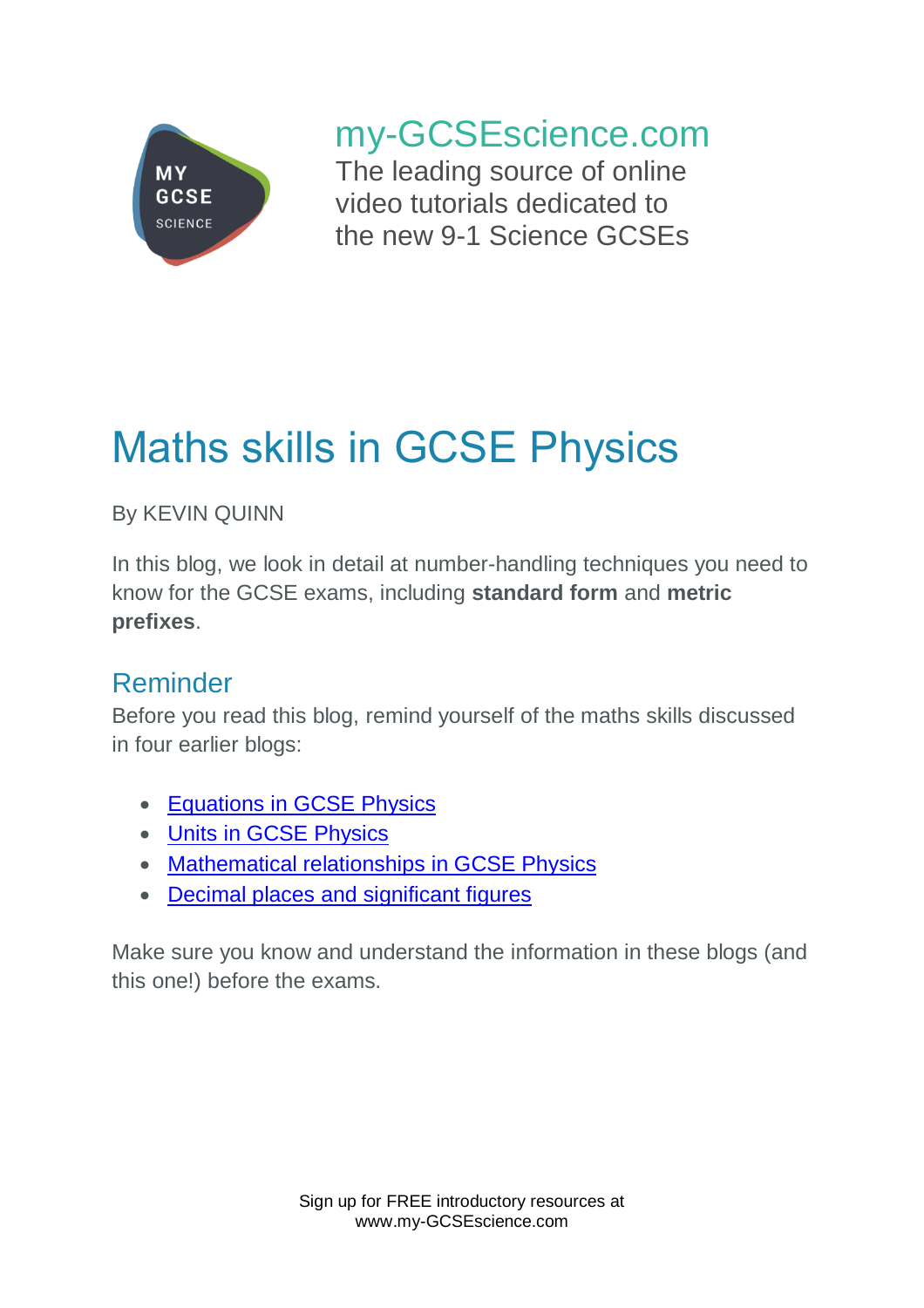my-GCSEscience.com
The leading source of online video tutorials dedicated to the new 9-1 Science GCSEs

# Maths skills in GCSE Physics

By KEVIN QUINN

In this blog, we look in detail at number-handling techniques you need to know for the GCSE exams, including **standard form** and **metric prefixes**.

## Reminder

Before you read this blog, remind yourself of the maths skills discussed in four earlier blogs:

- Equations in GCSE Physics
- Units in GCSE Physics
- Mathematical relationships in GCSE Physics
- Decimal places and significant figures

Make sure you know and understand the information in these blogs (and this one!) before the exams.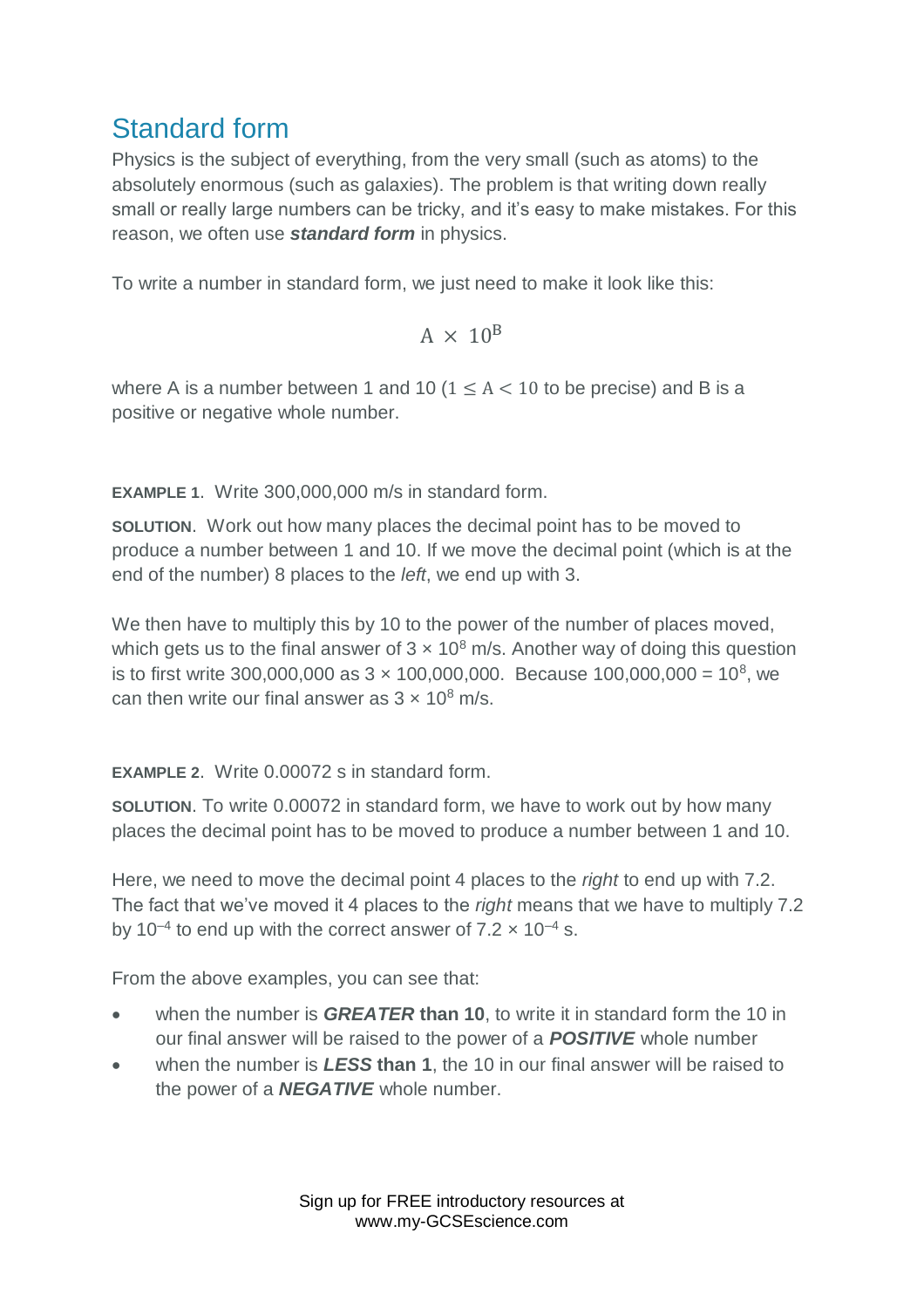## Standard form

Physics is the subject of everything, from the very small (such as atoms) to the absolutely enormous (such as galaxies). The problem is that writing down really small or really large numbers can be tricky, and it's easy to make mistakes. For this reason, we often use ***standard form*** in physics.

To write a number in standard form, we just need to make it look like this:

$$\mathrm{A} \times 10^{\mathrm{B}}$$

where A is a number between 1 and 10 ($1 \leq \mathrm{A} < 10$ to be precise) and B is a positive or negative whole number.

**EXAMPLE 1**. Write 300,000,000 m/s in standard form.

**SOLUTION**. Work out how many places the decimal point has to be moved to produce a number between 1 and 10. If we move the decimal point (which is at the end of the number) 8 places to the *left*, we end up with 3.

We then have to multiply this by 10 to the power of the number of places moved, which gets us to the final answer of $3 \times 10^{8}$ m/s. Another way of doing this question is to first write 300,000,000 as $3 \times 100{,}000{,}000$. Because $100{,}000{,}000 = 10^{8}$, we can then write our final answer as $3 \times 10^{8}$ m/s.

**EXAMPLE 2**. Write 0.00072 s in standard form.

**SOLUTION**. To write 0.00072 in standard form, we have to work out by how many places the decimal point has to be moved to produce a number between 1 and 10.

Here, we need to move the decimal point 4 places to the *right* to end up with 7.2. The fact that we've moved it 4 places to the *right* means that we have to multiply 7.2 by $10^{-4}$ to end up with the correct answer of $7.2 \times 10^{-4}$ s.

From the above examples, you can see that:

- when the number is ***GREATER* than 10**, to write it in standard form the 10 in our final answer will be raised to the power of a ***POSITIVE*** whole number
- when the number is ***LESS* than 1**, the 10 in our final answer will be raised to the power of a ***NEGATIVE*** whole number.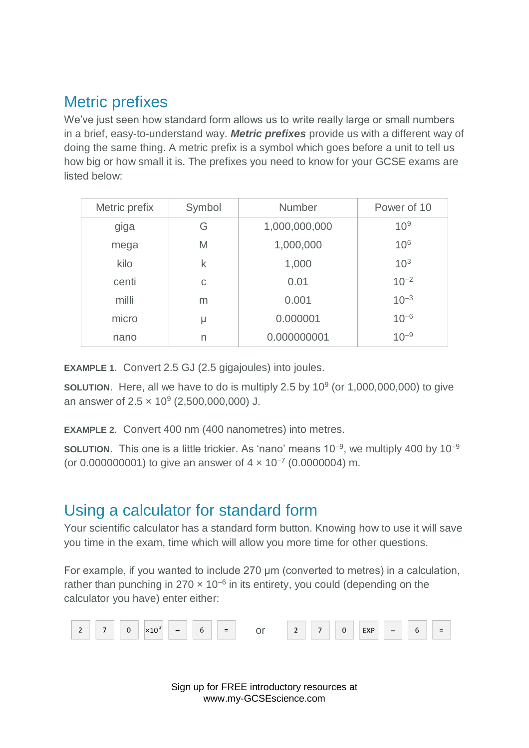## Metric prefixes

We've just seen how standard form allows us to write really large or small numbers in a brief, easy-to-understand way. ***Metric prefixes*** provide us with a different way of doing the same thing. A metric prefix is a symbol which goes before a unit to tell us how big or how small it is. The prefixes you need to know for your GCSE exams are listed below:

| Metric prefix | Symbol | Number | Power of 10 |
|---|---|---|---|
| giga | G | 1,000,000,000 | $10^9$ |
| mega | M | 1,000,000 | $10^6$ |
| kilo | k | 1,000 | $10^3$ |
| centi | c | 0.01 | $10^{-2}$ |
| milli | m | 0.001 | $10^{-3}$ |
| micro | μ | 0.000001 | $10^{-6}$ |
| nano | n | 0.000000001 | $10^{-9}$ |

**EXAMPLE 1**. Convert 2.5 GJ (2.5 gigajoules) into joules.

**SOLUTION**. Here, all we have to do is multiply 2.5 by $10^9$ (or 1,000,000,000) to give an answer of $2.5 \times 10^9$ (2,500,000,000) J.

**EXAMPLE 2**. Convert 400 nm (400 nanometres) into metres.

**SOLUTION**. This one is a little trickier. As 'nano' means $10^{-9}$, we multiply 400 by $10^{-9}$ (or 0.000000001) to give an answer of $4 \times 10^{-7}$ (0.0000004) m.

## Using a calculator for standard form

Your scientific calculator has a standard form button. Knowing how to use it will save you time in the exam, time which will allow you more time for other questions.

For example, if you wanted to include 270 μm (converted to metres) in a calculation, rather than punching in $270 \times 10^{-6}$ in its entirety, you could (depending on the calculator you have) enter either:

[2] [7] [0] [$\times 10^x$] [–] [6] [=] or [2] [7] [0] [EXP] [–] [6] [=]

Sign up for FREE introductory resources at www.my-GCSEscience.com